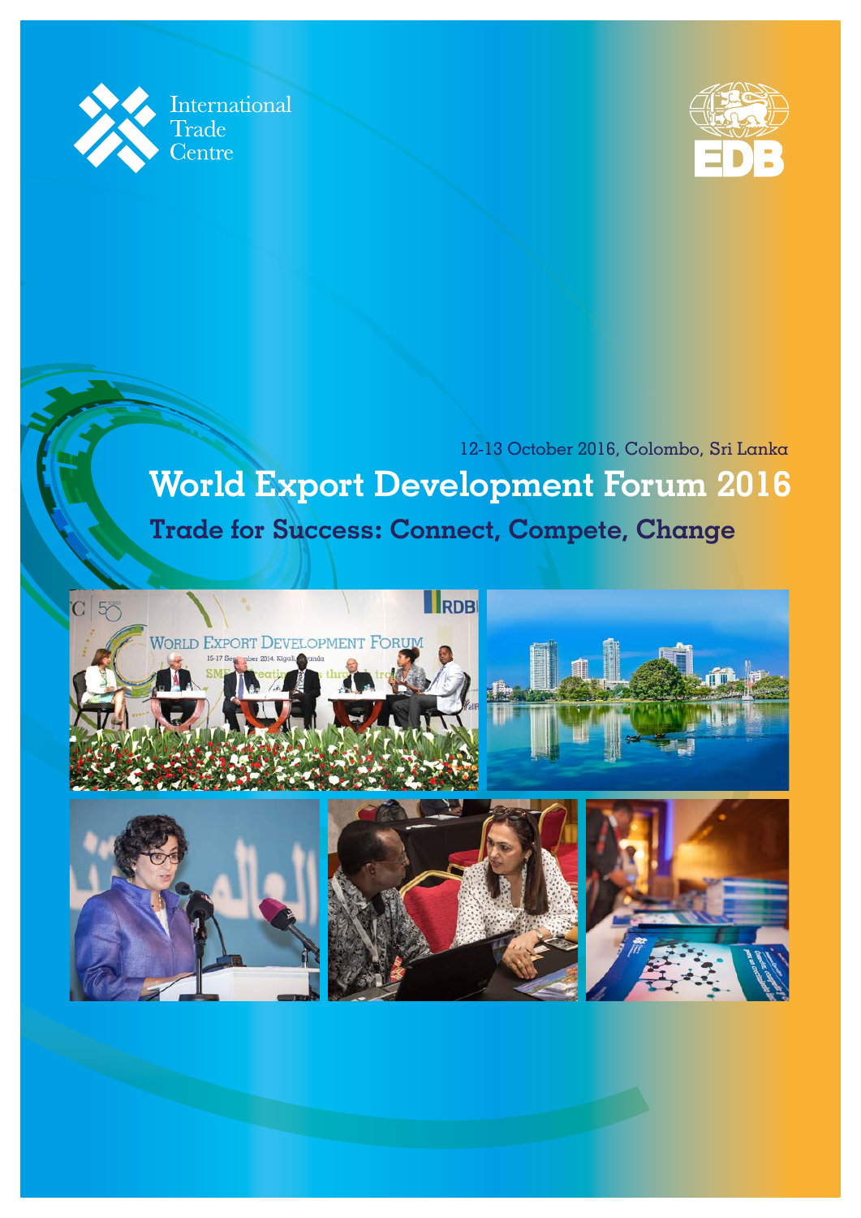International Trade Centre

EDB

12-13 October 2016, Colombo, Sri Lanka

# World Export Development Forum 2016

## Trade for Success: Connect, Compete, Change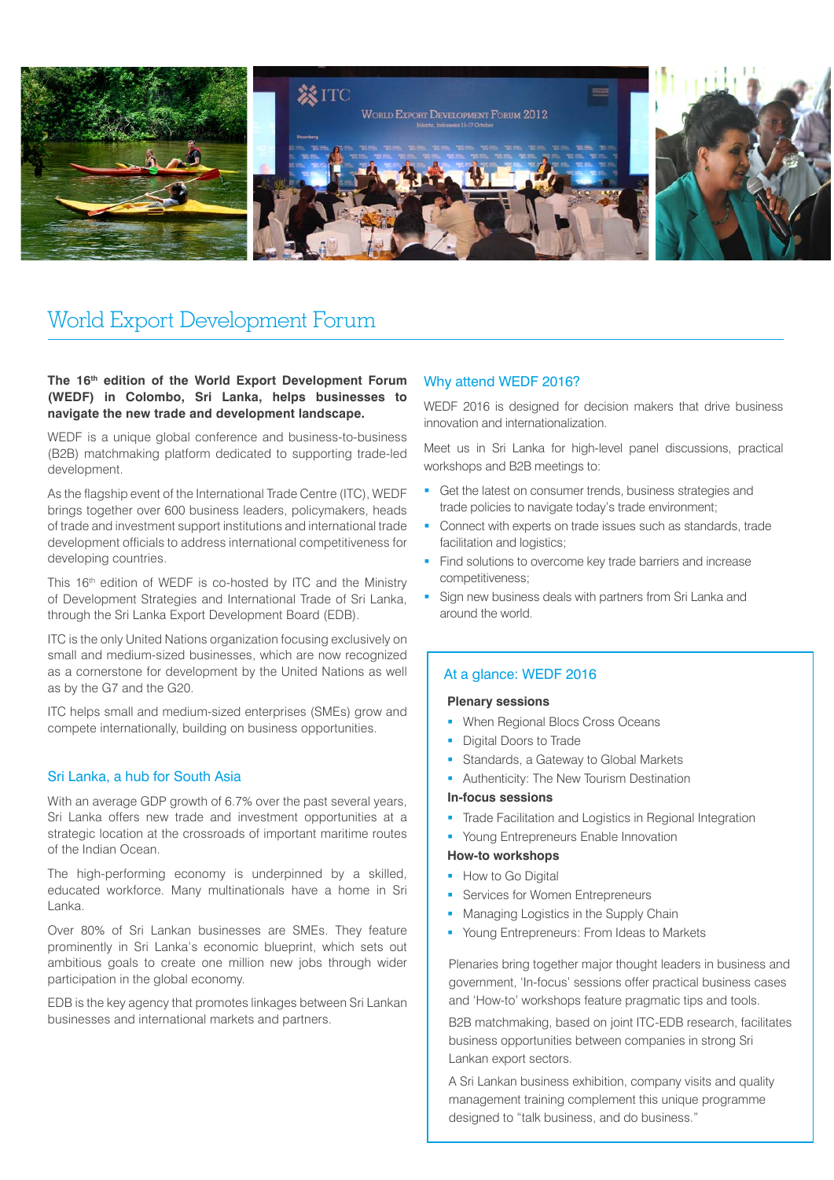# World Export Development Forum

**The 16th edition of the World Export Development Forum (WEDF) in Colombo, Sri Lanka, helps businesses to navigate the new trade and development landscape.**

WEDF is a unique global conference and business-to-business (B2B) matchmaking platform dedicated to supporting trade-led development.

As the flagship event of the International Trade Centre (ITC), WEDF brings together over 600 business leaders, policymakers, heads of trade and investment support institutions and international trade development officials to address international competitiveness for developing countries.

This 16th edition of WEDF is co-hosted by ITC and the Ministry of Development Strategies and International Trade of Sri Lanka, through the Sri Lanka Export Development Board (EDB).

ITC is the only United Nations organization focusing exclusively on small and medium-sized businesses, which are now recognized as a cornerstone for development by the United Nations as well as by the G7 and the G20.

ITC helps small and medium-sized enterprises (SMEs) grow and compete internationally, building on business opportunities.

## Sri Lanka, a hub for South Asia

With an average GDP growth of 6.7% over the past several years, Sri Lanka offers new trade and investment opportunities at a strategic location at the crossroads of important maritime routes of the Indian Ocean.

The high-performing economy is underpinned by a skilled, educated workforce. Many multinationals have a home in Sri Lanka.

Over 80% of Sri Lankan businesses are SMEs. They feature prominently in Sri Lanka's economic blueprint, which sets out ambitious goals to create one million new jobs through wider participation in the global economy.

EDB is the key agency that promotes linkages between Sri Lankan businesses and international markets and partners.

## Why attend WEDF 2016?

WEDF 2016 is designed for decision makers that drive business innovation and internationalization.

Meet us in Sri Lanka for high-level panel discussions, practical workshops and B2B meetings to:

- Get the latest on consumer trends, business strategies and trade policies to navigate today's trade environment;
- Connect with experts on trade issues such as standards, trade facilitation and logistics;
- Find solutions to overcome key trade barriers and increase competitiveness;
- Sign new business deals with partners from Sri Lanka and around the world.

## At a glance: WEDF 2016

**Plenary sessions**

- When Regional Blocs Cross Oceans
- Digital Doors to Trade
- Standards, a Gateway to Global Markets
- Authenticity: The New Tourism Destination

**In-focus sessions**

- Trade Facilitation and Logistics in Regional Integration
- Young Entrepreneurs Enable Innovation

**How-to workshops**

- How to Go Digital
- Services for Women Entrepreneurs
- Managing Logistics in the Supply Chain
- Young Entrepreneurs: From Ideas to Markets

Plenaries bring together major thought leaders in business and government, 'In-focus' sessions offer practical business cases and 'How-to' workshops feature pragmatic tips and tools.

B2B matchmaking, based on joint ITC-EDB research, facilitates business opportunities between companies in strong Sri Lankan export sectors.

A Sri Lankan business exhibition, company visits and quality management training complement this unique programme designed to "talk business, and do business."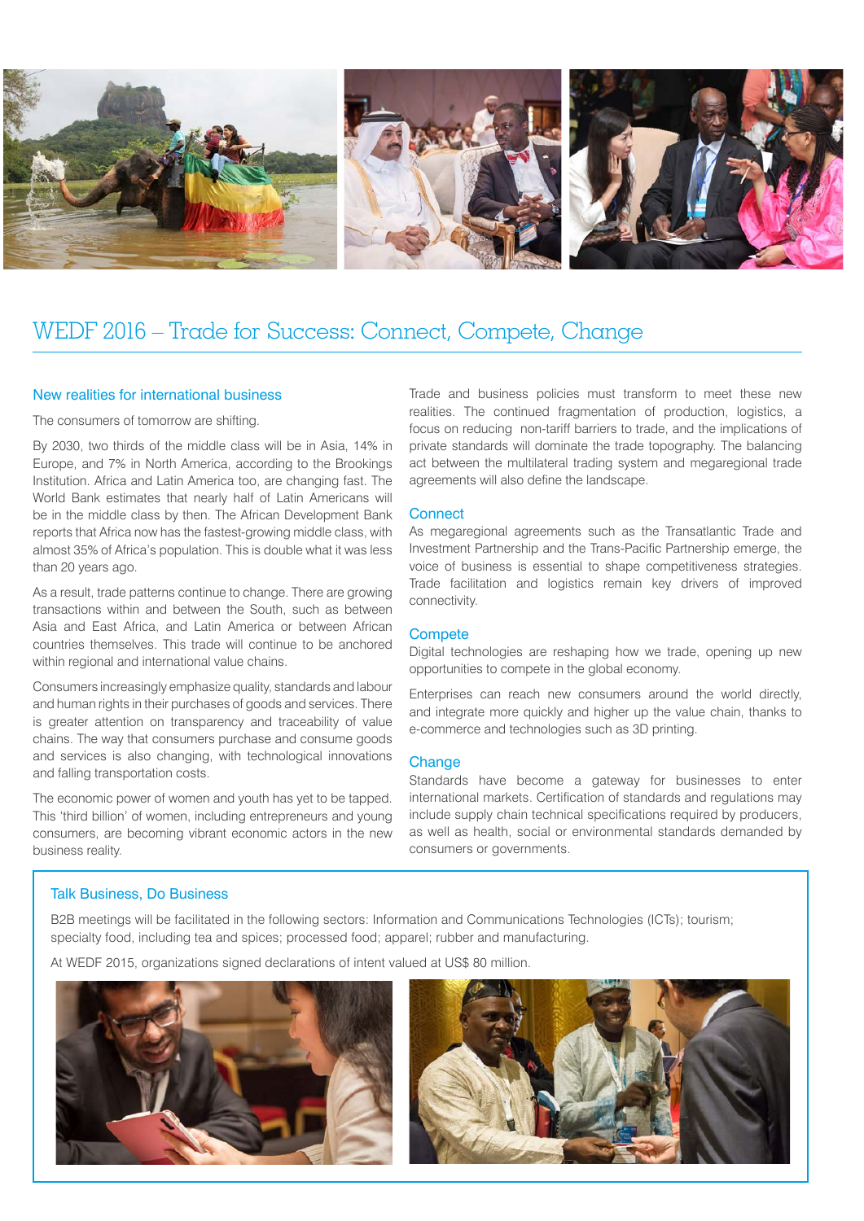# WEDF 2016 – Trade for Success: Connect, Compete, Change

## New realities for international business

The consumers of tomorrow are shifting.

By 2030, two thirds of the middle class will be in Asia, 14% in Europe, and 7% in North America, according to the Brookings Institution. Africa and Latin America too, are changing fast. The World Bank estimates that nearly half of Latin Americans will be in the middle class by then. The African Development Bank reports that Africa now has the fastest-growing middle class, with almost 35% of Africa's population. This is double what it was less than 20 years ago.

As a result, trade patterns continue to change. There are growing transactions within and between the South, such as between Asia and East Africa, and Latin America or between African countries themselves. This trade will continue to be anchored within regional and international value chains.

Consumers increasingly emphasize quality, standards and labour and human rights in their purchases of goods and services. There is greater attention on transparency and traceability of value chains. The way that consumers purchase and consume goods and services is also changing, with technological innovations and falling transportation costs.

The economic power of women and youth has yet to be tapped. This 'third billion' of women, including entrepreneurs and young consumers, are becoming vibrant economic actors in the new business reality.

Trade and business policies must transform to meet these new realities. The continued fragmentation of production, logistics, a focus on reducing non-tariff barriers to trade, and the implications of private standards will dominate the trade topography. The balancing act between the multilateral trading system and megaregional trade agreements will also define the landscape.

## Connect

As megaregional agreements such as the Transatlantic Trade and Investment Partnership and the Trans-Pacific Partnership emerge, the voice of business is essential to shape competitiveness strategies. Trade facilitation and logistics remain key drivers of improved connectivity.

## Compete

Digital technologies are reshaping how we trade, opening up new opportunities to compete in the global economy.

Enterprises can reach new consumers around the world directly, and integrate more quickly and higher up the value chain, thanks to e-commerce and technologies such as 3D printing.

## Change

Standards have become a gateway for businesses to enter international markets. Certification of standards and regulations may include supply chain technical specifications required by producers, as well as health, social or environmental standards demanded by consumers or governments.

## Talk Business, Do Business

B2B meetings will be facilitated in the following sectors: Information and Communications Technologies (ICTs); tourism; specialty food, including tea and spices; processed food; apparel; rubber and manufacturing.

At WEDF 2015, organizations signed declarations of intent valued at US$ 80 million.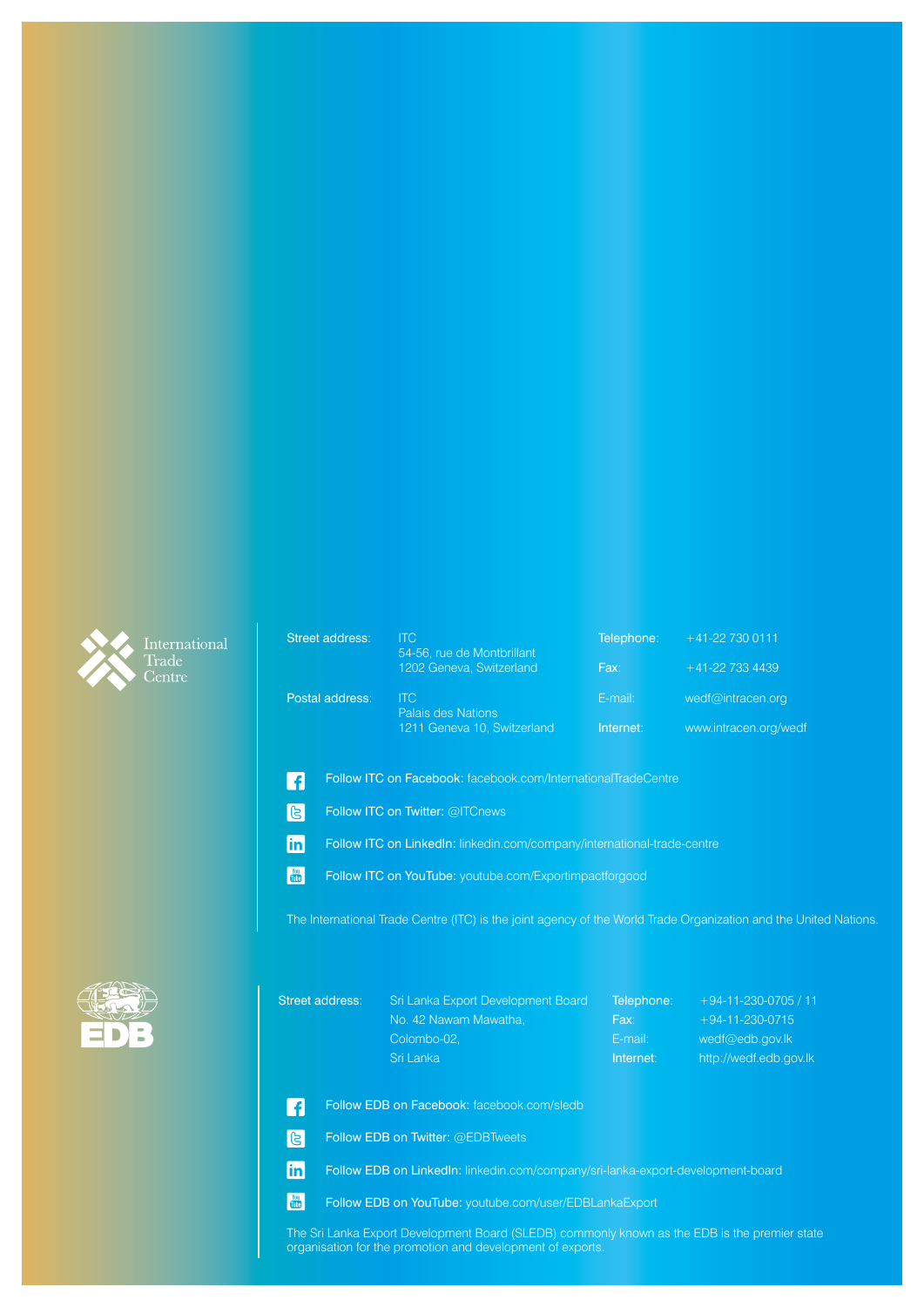International Trade Centre

| | | | |
|---|---|---|---|
| Street address: | ITC<br>54-56, rue de Montbrillant<br>1202 Geneva, Switzerland | Telephone: | +41-22 730 0111 |
| | | Fax: | +41-22 733 4439 |
| Postal address: | ITC<br>Palais des Nations<br>1211 Geneva 10, Switzerland | E-mail: | wedf@intracen.org |
| | | Internet: | www.intracen.org/wedf |

Follow ITC on Facebook: facebook.com/InternationalTradeCentre

Follow ITC on Twitter: @ITCnews

Follow ITC on LinkedIn: linkedin.com/company/international-trade-centre

Follow ITC on YouTube: youtube.com/Exportimpactforgood

The International Trade Centre (ITC) is the joint agency of the World Trade Organization and the United Nations.

EDB

| | | | |
|---|---|---|---|
| Street address: | Sri Lanka Export Development Board<br>No. 42 Nawam Mawatha,<br>Colombo-02,<br>Sri Lanka | Telephone: | +94-11-230-0705 / 11 |
| | | Fax: | +94-11-230-0715 |
| | | E-mail: | wedf@edb.gov.lk |
| | | Internet: | http://wedf.edb.gov.lk |

Follow EDB on Facebook: facebook.com/sledb

Follow EDB on Twitter: @EDBTweets

Follow EDB on LinkedIn: linkedin.com/company/sri-lanka-export-development-board

Follow EDB on YouTube: youtube.com/user/EDBLankaExport

The Sri Lanka Export Development Board (SLEDB) commonly known as the EDB is the premier state organisation for the promotion and development of exports.